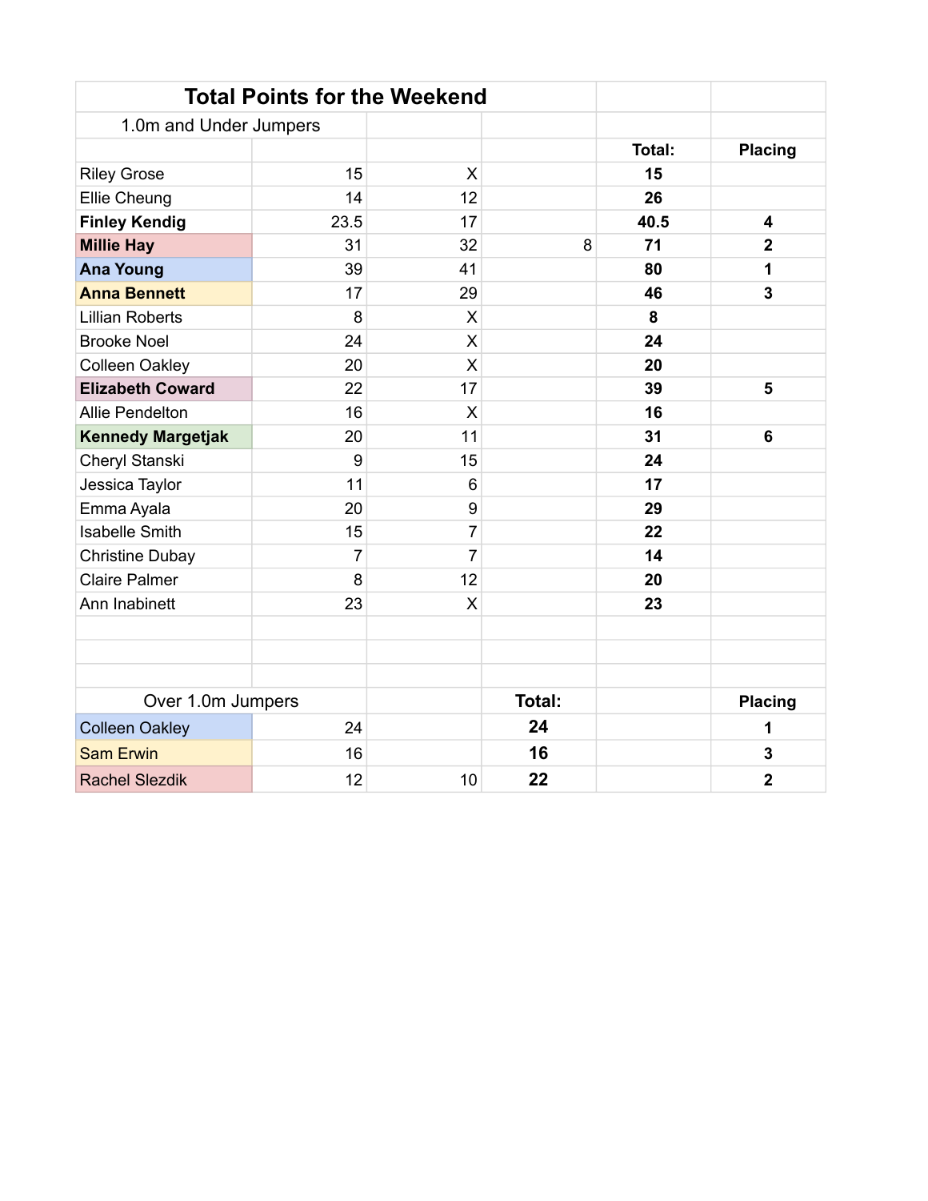| Total Points for the Weekend | | | | | |
|---|---|---|---|---|---|
| 1.0m and Under Jumpers | | | | | |
| | | | | **Total:** | **Placing** |
| Riley Grose | 15 | X | | **15** | |
| Ellie Cheung | 14 | 12 | | **26** | |
| **Finley Kendig** | 23.5 | 17 | | **40.5** | **4** |
| **Millie Hay** | 31 | 32 | 8 | **71** | **2** |
| **Ana Young** | 39 | 41 | | **80** | **1** |
| **Anna Bennett** | 17 | 29 | | **46** | **3** |
| Lillian Roberts | 8 | X | | **8** | |
| Brooke Noel | 24 | X | | **24** | |
| Colleen Oakley | 20 | X | | **20** | |
| **Elizabeth Coward** | 22 | 17 | | **39** | **5** |
| Allie Pendelton | 16 | X | | **16** | |
| **Kennedy Margetjak** | 20 | 11 | | **31** | **6** |
| Cheryl Stanski | 9 | 15 | | **24** | |
| Jessica Taylor | 11 | 6 | | **17** | |
| Emma Ayala | 20 | 9 | | **29** | |
| Isabelle Smith | 15 | 7 | | **22** | |
| Christine Dubay | 7 | 7 | | **14** | |
| Claire Palmer | 8 | 12 | | **20** | |
| Ann Inabinett | 23 | X | | **23** | |

| Over 1.0m Jumpers | | | **Total:** | | **Placing** |
|---|---|---|---|---|---|
| Colleen Oakley | 24 | | **24** | | **1** |
| Sam Erwin | 16 | | **16** | | **3** |
| Rachel Slezdik | 12 | 10 | **22** | | **2** |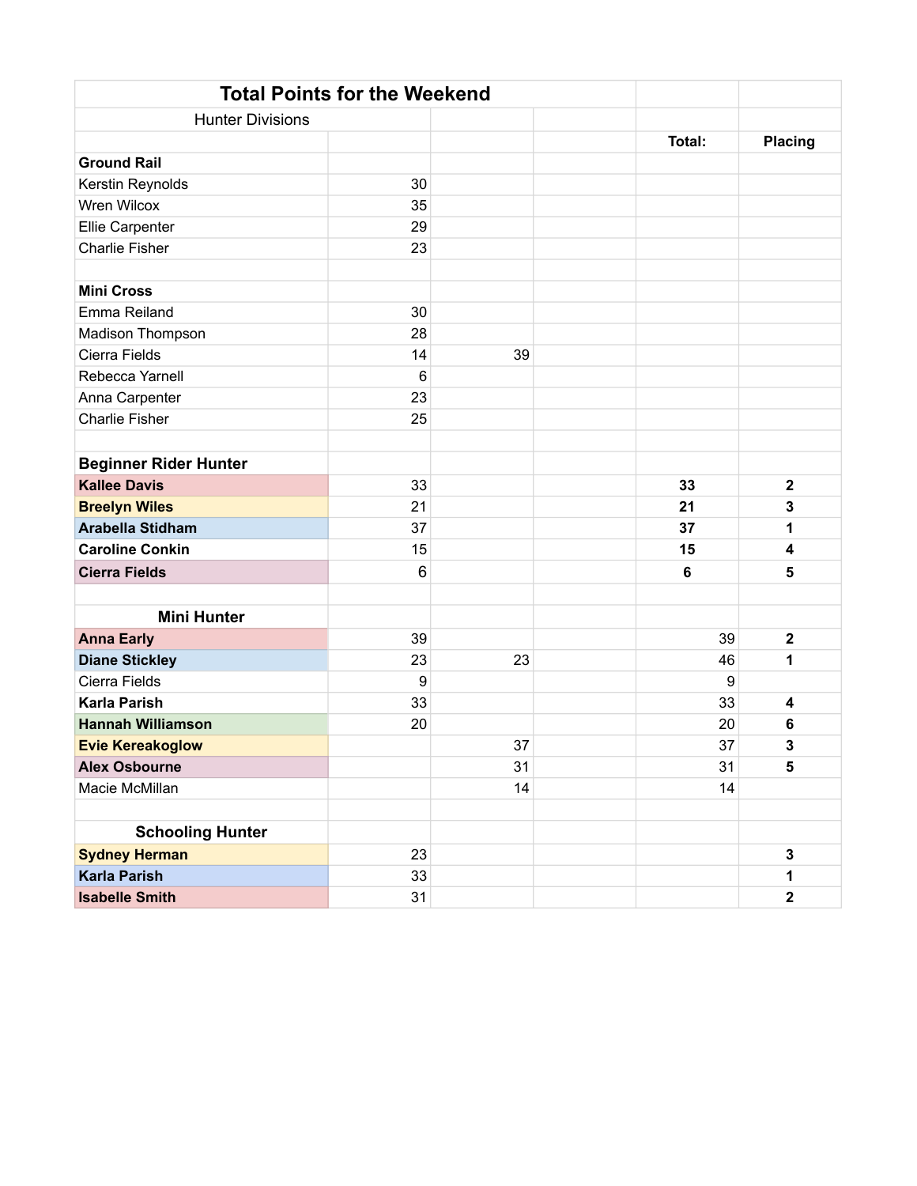| Total Points for the Weekend | | | | | |
|---|---|---|---|---|---|
| Hunter Divisions | | | | | |
| | | | | **Total:** | **Placing** |
| **Ground Rail** | | | | | |
| Kerstin Reynolds | 30 | | | | |
| Wren Wilcox | 35 | | | | |
| Ellie Carpenter | 29 | | | | |
| Charlie Fisher | 23 | | | | |
| | | | | | |
| **Mini Cross** | | | | | |
| Emma Reiland | 30 | | | | |
| Madison Thompson | 28 | | | | |
| Cierra Fields | 14 | 39 | | | |
| Rebecca Yarnell | 6 | | | | |
| Anna Carpenter | 23 | | | | |
| Charlie Fisher | 25 | | | | |
| | | | | | |
| **Beginner Rider Hunter** | | | | | |
| **Kallee Davis** | 33 | | | **33** | **2** |
| **Breelyn Wiles** | 21 | | | **21** | **3** |
| **Arabella Stidham** | 37 | | | **37** | **1** |
| **Caroline Conkin** | 15 | | | **15** | **4** |
| **Cierra Fields** | 6 | | | **6** | **5** |
| | | | | | |
| **Mini Hunter** | | | | | |
| **Anna Early** | 39 | | | 39 | **2** |
| **Diane Stickley** | 23 | 23 | | 46 | **1** |
| Cierra Fields | 9 | | | 9 | |
| **Karla Parish** | 33 | | | 33 | **4** |
| **Hannah Williamson** | 20 | | | 20 | **6** |
| **Evie Kereakoglow** | | 37 | | 37 | **3** |
| **Alex Osbourne** | | 31 | | 31 | **5** |
| Macie McMillan | | 14 | | 14 | |
| | | | | | |
| **Schooling Hunter** | | | | | |
| **Sydney Herman** | 23 | | | | **3** |
| **Karla Parish** | 33 | | | | **1** |
| **Isabelle Smith** | 31 | | | | **2** |